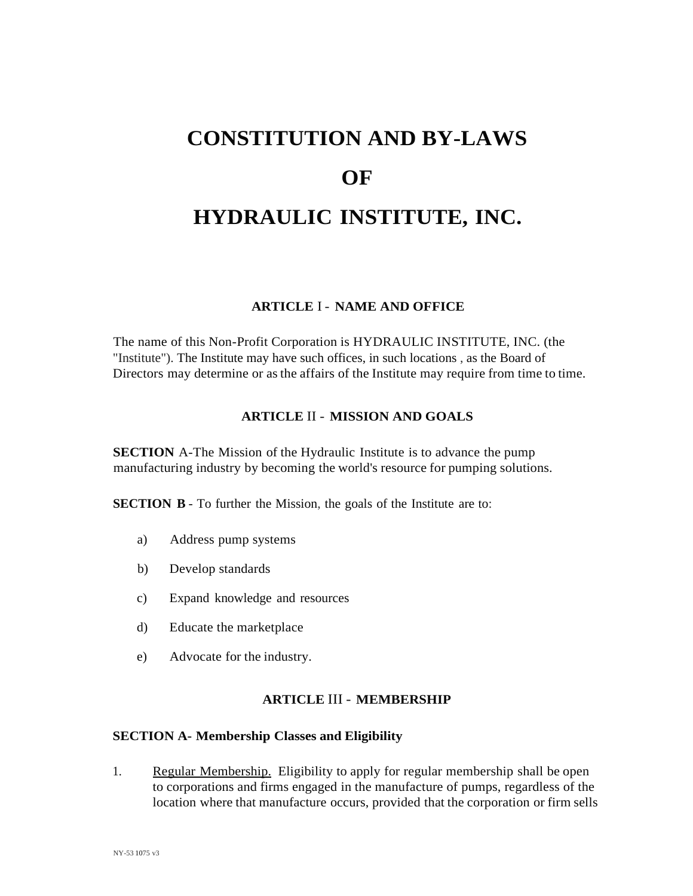# CONSTITUTION AND BY-LAWS

# OF

# HYDRAULIC INSTITUTE, INC.

## ARTICLE I - NAME AND OFFICE

The name of this Non-Profit Corporation is HYDRAULIC INSTITUTE, INC. (the "Institute"). The Institute may have such offices, in such locations , as the Board of Directors may determine or as the affairs of the Institute may require from time to time.

## ARTICLE II - MISSION AND GOALS

**SECTION** A-The Mission of the Hydraulic Institute is to advance the pump manufacturing industry by becoming the world's resource for pumping solutions.

**SECTION B** - To further the Mission, the goals of the Institute are to:

a) Address pump systems

b) Develop standards

c) Expand knowledge and resources

d) Educate the marketplace

e) Advocate for the industry.

## ARTICLE III - MEMBERSHIP

### SECTION A- Membership Classes and Eligibility

1. <u>Regular Membership.</u> Eligibility to apply for regular membership shall be open to corporations and firms engaged in the manufacture of pumps, regardless of the location where that manufacture occurs, provided that the corporation or firm sells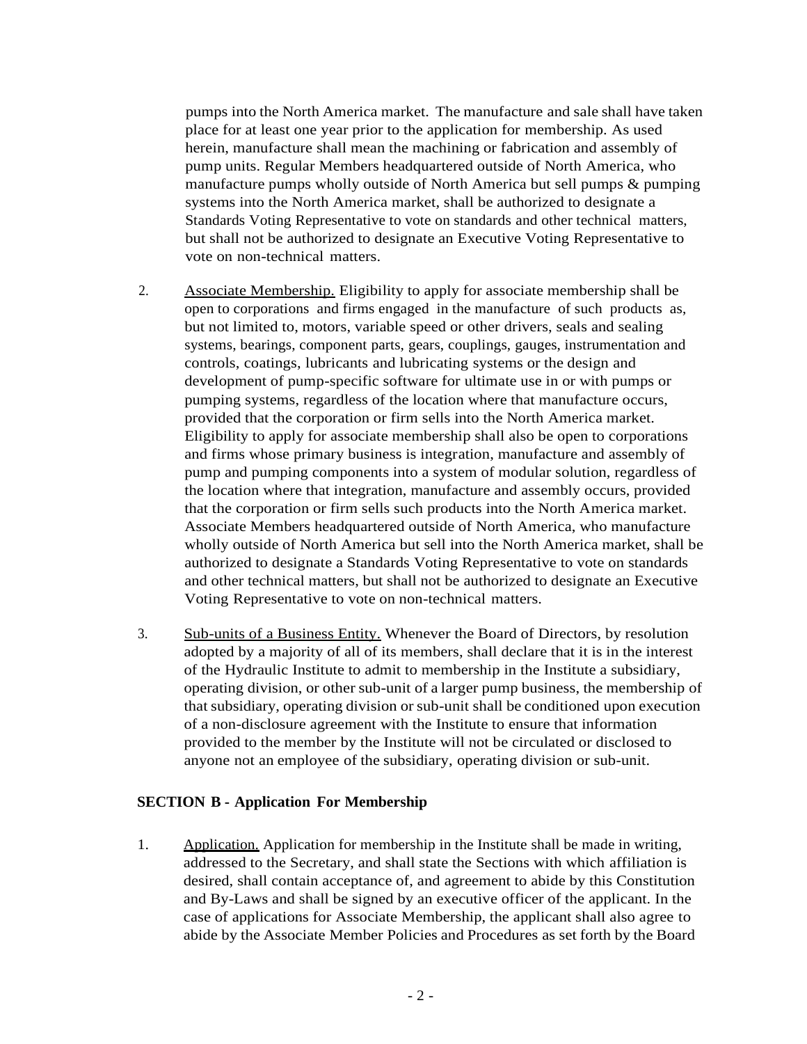pumps into the North America market. The manufacture and sale shall have taken place for at least one year prior to the application for membership. As used herein, manufacture shall mean the machining or fabrication and assembly of pump units. Regular Members headquartered outside of North America, who manufacture pumps wholly outside of North America but sell pumps & pumping systems into the North America market, shall be authorized to designate a Standards Voting Representative to vote on standards and other technical matters, but shall not be authorized to designate an Executive Voting Representative to vote on non-technical matters.

2. Associate Membership. Eligibility to apply for associate membership shall be open to corporations and firms engaged in the manufacture of such products as, but not limited to, motors, variable speed or other drivers, seals and sealing systems, bearings, component parts, gears, couplings, gauges, instrumentation and controls, coatings, lubricants and lubricating systems or the design and development of pump-specific software for ultimate use in or with pumps or pumping systems, regardless of the location where that manufacture occurs, provided that the corporation or firm sells into the North America market. Eligibility to apply for associate membership shall also be open to corporations and firms whose primary business is integration, manufacture and assembly of pump and pumping components into a system of modular solution, regardless of the location where that integration, manufacture and assembly occurs, provided that the corporation or firm sells such products into the North America market. Associate Members headquartered outside of North America, who manufacture wholly outside of North America but sell into the North America market, shall be authorized to designate a Standards Voting Representative to vote on standards and other technical matters, but shall not be authorized to designate an Executive Voting Representative to vote on non-technical matters.

3. Sub-units of a Business Entity. Whenever the Board of Directors, by resolution adopted by a majority of all of its members, shall declare that it is in the interest of the Hydraulic Institute to admit to membership in the Institute a subsidiary, operating division, or other sub-unit of a larger pump business, the membership of that subsidiary, operating division or sub-unit shall be conditioned upon execution of a non-disclosure agreement with the Institute to ensure that information provided to the member by the Institute will not be circulated or disclosed to anyone not an employee of the subsidiary, operating division or sub-unit.

### SECTION B - Application For Membership

1. Application. Application for membership in the Institute shall be made in writing, addressed to the Secretary, and shall state the Sections with which affiliation is desired, shall contain acceptance of, and agreement to abide by this Constitution and By-Laws and shall be signed by an executive officer of the applicant. In the case of applications for Associate Membership, the applicant shall also agree to abide by the Associate Member Policies and Procedures as set forth by the Board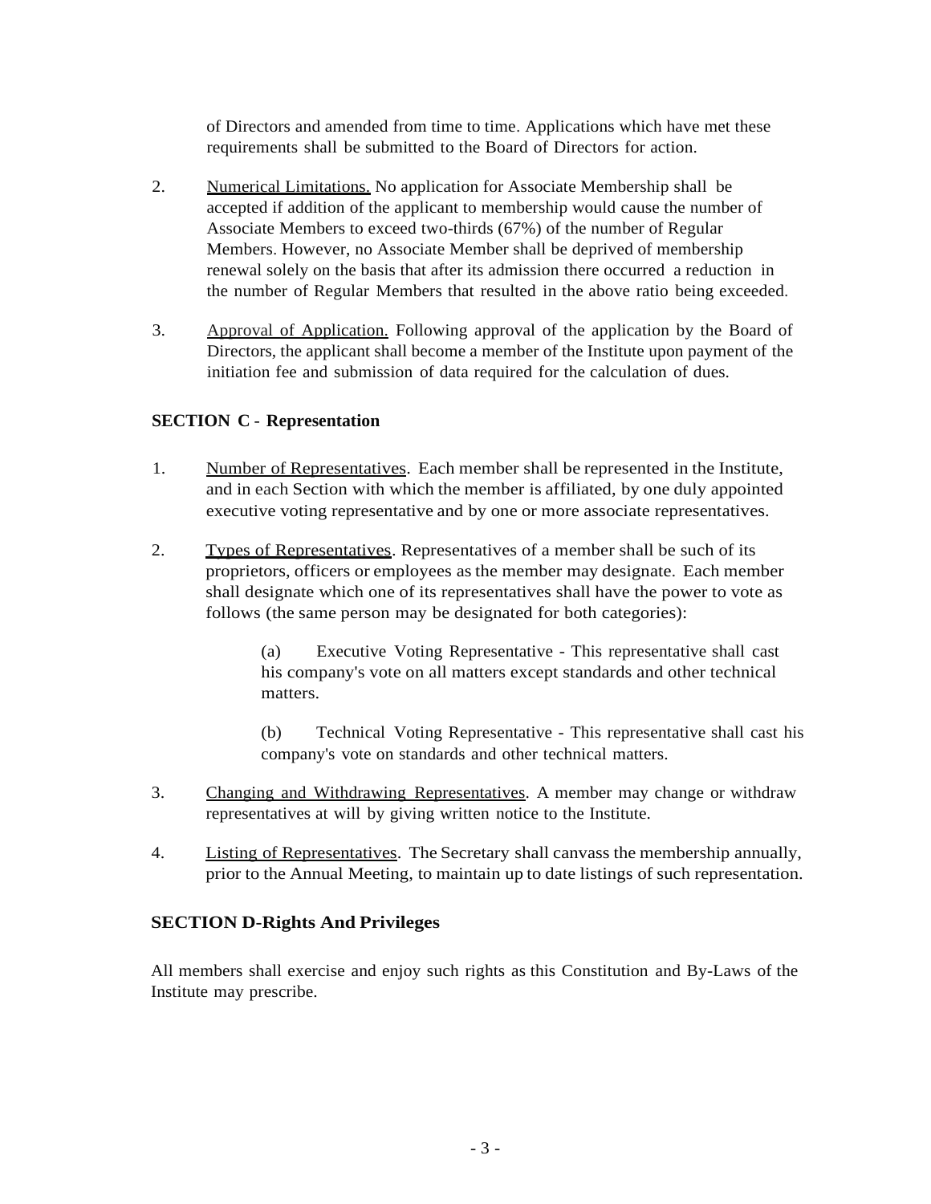of Directors and amended from time to time. Applications which have met these requirements shall be submitted to the Board of Directors for action.

2. Numerical Limitations. No application for Associate Membership shall be accepted if addition of the applicant to membership would cause the number of Associate Members to exceed two-thirds (67%) of the number of Regular Members. However, no Associate Member shall be deprived of membership renewal solely on the basis that after its admission there occurred a reduction in the number of Regular Members that resulted in the above ratio being exceeded.

3. Approval of Application. Following approval of the application by the Board of Directors, the applicant shall become a member of the Institute upon payment of the initiation fee and submission of data required for the calculation of dues.

**SECTION C - Representation**

1. Number of Representatives. Each member shall be represented in the Institute, and in each Section with which the member is affiliated, by one duly appointed executive voting representative and by one or more associate representatives.

2. Types of Representatives. Representatives of a member shall be such of its proprietors, officers or employees as the member may designate. Each member shall designate which one of its representatives shall have the power to vote as follows (the same person may be designated for both categories):

   (a) Executive Voting Representative - This representative shall cast his company's vote on all matters except standards and other technical matters.

   (b) Technical Voting Representative - This representative shall cast his company's vote on standards and other technical matters.

3. Changing and Withdrawing Representatives. A member may change or withdraw representatives at will by giving written notice to the Institute.

4. Listing of Representatives. The Secretary shall canvass the membership annually, prior to the Annual Meeting, to maintain up to date listings of such representation.

**SECTION D-Rights And Privileges**

All members shall exercise and enjoy such rights as this Constitution and By-Laws of the Institute may prescribe.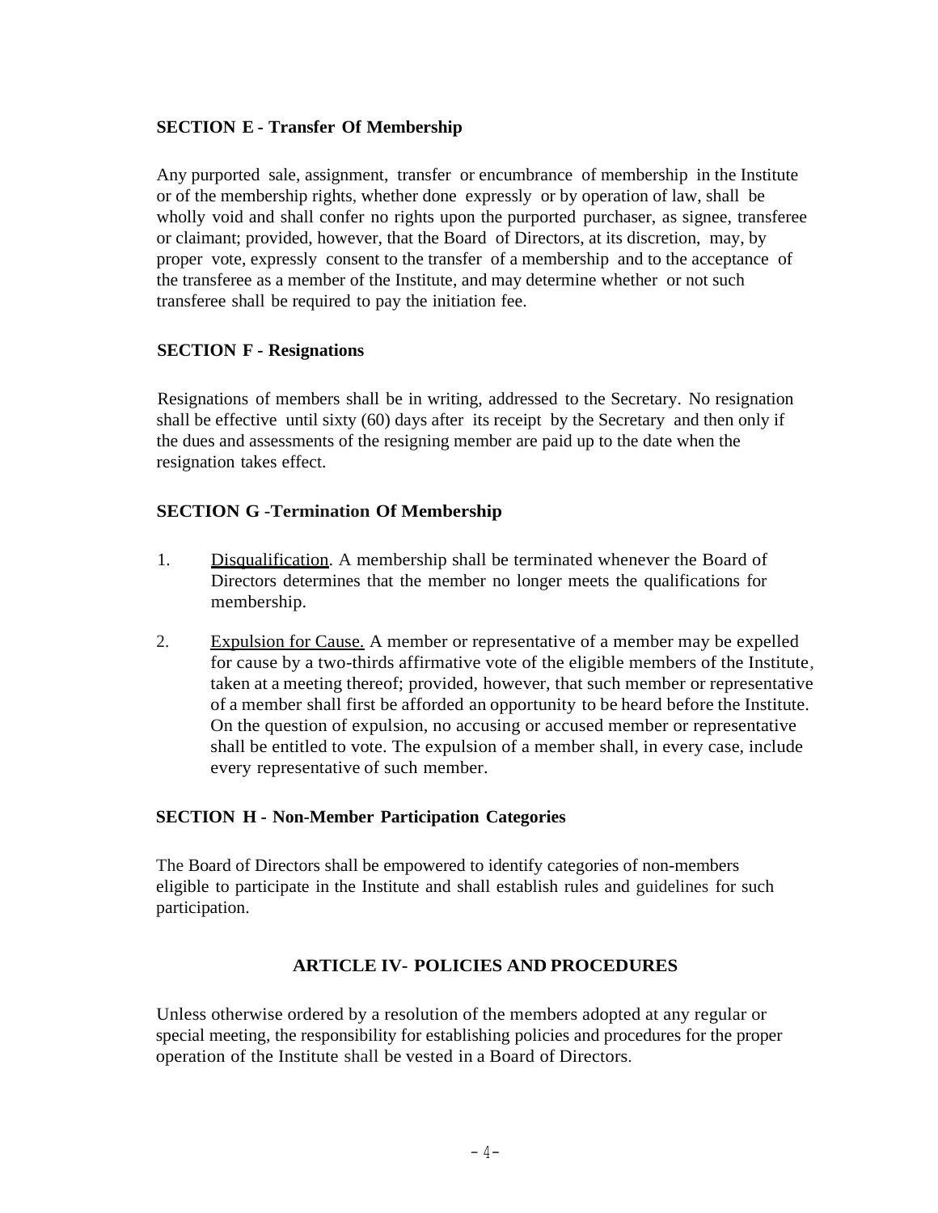### SECTION E - Transfer Of Membership

Any purported sale, assignment, transfer or encumbrance of membership in the Institute or of the membership rights, whether done expressly or by operation of law, shall be wholly void and shall confer no rights upon the purported purchaser, as signee, transferee or claimant; provided, however, that the Board of Directors, at its discretion, may, by proper vote, expressly consent to the transfer of a membership and to the acceptance of the transferee as a member of the Institute, and may determine whether or not such transferee shall be required to pay the initiation fee.

### SECTION F - Resignations

Resignations of members shall be in writing, addressed to the Secretary. No resignation shall be effective until sixty (60) days after its receipt by the Secretary and then only if the dues and assessments of the resigning member are paid up to the date when the resignation takes effect.

### SECTION G -Termination Of Membership

1. Disqualification. A membership shall be terminated whenever the Board of Directors determines that the member no longer meets the qualifications for membership.

2. Expulsion for Cause. A member or representative of a member may be expelled for cause by a two-thirds affirmative vote of the eligible members of the Institute, taken at a meeting thereof; provided, however, that such member or representative of a member shall first be afforded an opportunity to be heard before the Institute. On the question of expulsion, no accusing or accused member or representative shall be entitled to vote. The expulsion of a member shall, in every case, include every representative of such member.

### SECTION H - Non-Member Participation Categories

The Board of Directors shall be empowered to identify categories of non-members eligible to participate in the Institute and shall establish rules and guidelines for such participation.

## ARTICLE IV- POLICIES AND PROCEDURES

Unless otherwise ordered by a resolution of the members adopted at any regular or special meeting, the responsibility for establishing policies and procedures for the proper operation of the Institute shall be vested in a Board of Directors.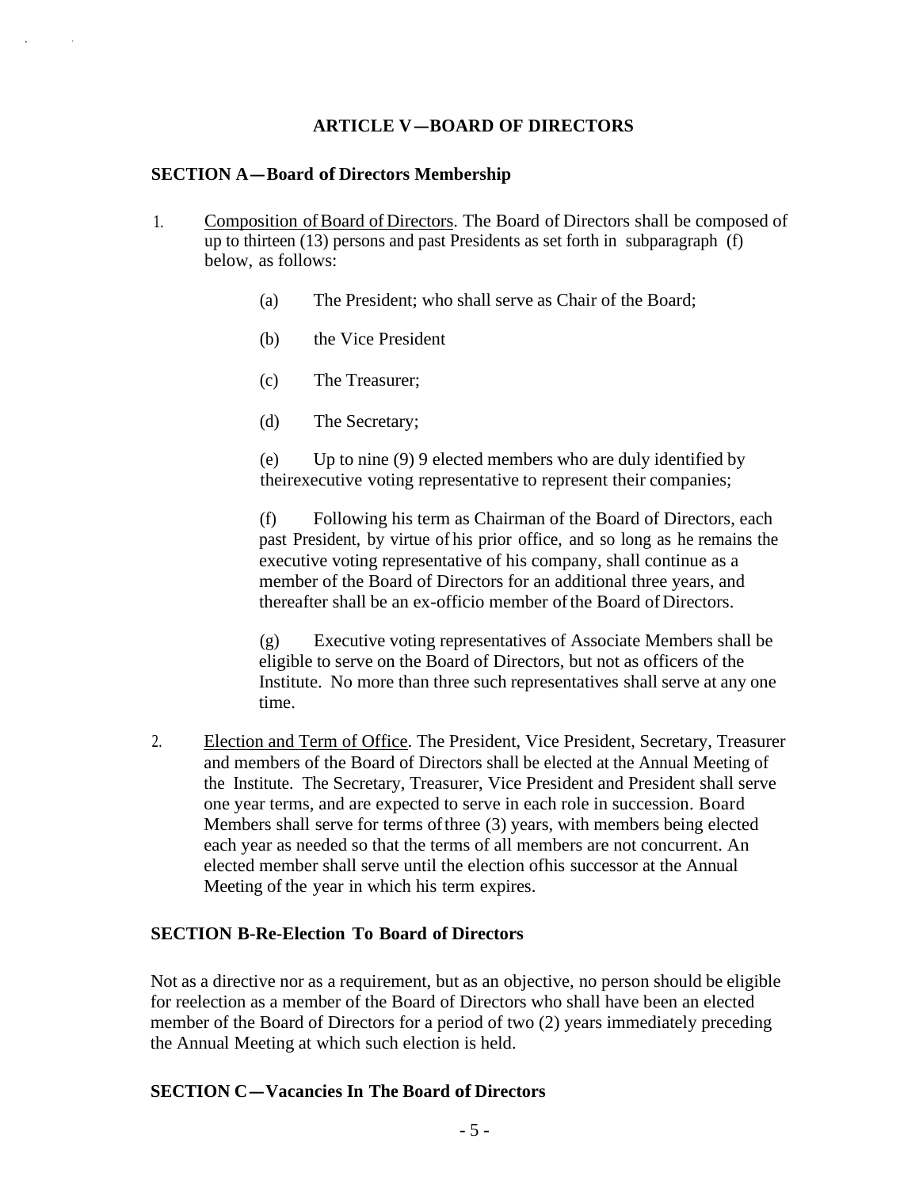## ARTICLE V—BOARD OF DIRECTORS

### SECTION A—Board of Directors Membership

1. Composition of Board of Directors. The Board of Directors shall be composed of up to thirteen (13) persons and past Presidents as set forth in subparagraph (f) below, as follows:

   (a) The President; who shall serve as Chair of the Board;

   (b) the Vice President

   (c) The Treasurer;

   (d) The Secretary;

   (e) Up to nine (9) 9 elected members who are duly identified by theirexecutive voting representative to represent their companies;

   (f) Following his term as Chairman of the Board of Directors, each past President, by virtue of his prior office, and so long as he remains the executive voting representative of his company, shall continue as a member of the Board of Directors for an additional three years, and thereafter shall be an ex-officio member of the Board of Directors.

   (g) Executive voting representatives of Associate Members shall be eligible to serve on the Board of Directors, but not as officers of the Institute. No more than three such representatives shall serve at any one time.

2. Election and Term of Office. The President, Vice President, Secretary, Treasurer and members of the Board of Directors shall be elected at the Annual Meeting of the Institute. The Secretary, Treasurer, Vice President and President shall serve one year terms, and are expected to serve in each role in succession. Board Members shall serve for terms of three (3) years, with members being elected each year as needed so that the terms of all members are not concurrent. An elected member shall serve until the election ofhis successor at the Annual Meeting of the year in which his term expires.

### SECTION B-Re-Election To Board of Directors

Not as a directive nor as a requirement, but as an objective, no person should be eligible for reelection as a member of the Board of Directors who shall have been an elected member of the Board of Directors for a period of two (2) years immediately preceding the Annual Meeting at which such election is held.

### SECTION C—Vacancies In The Board of Directors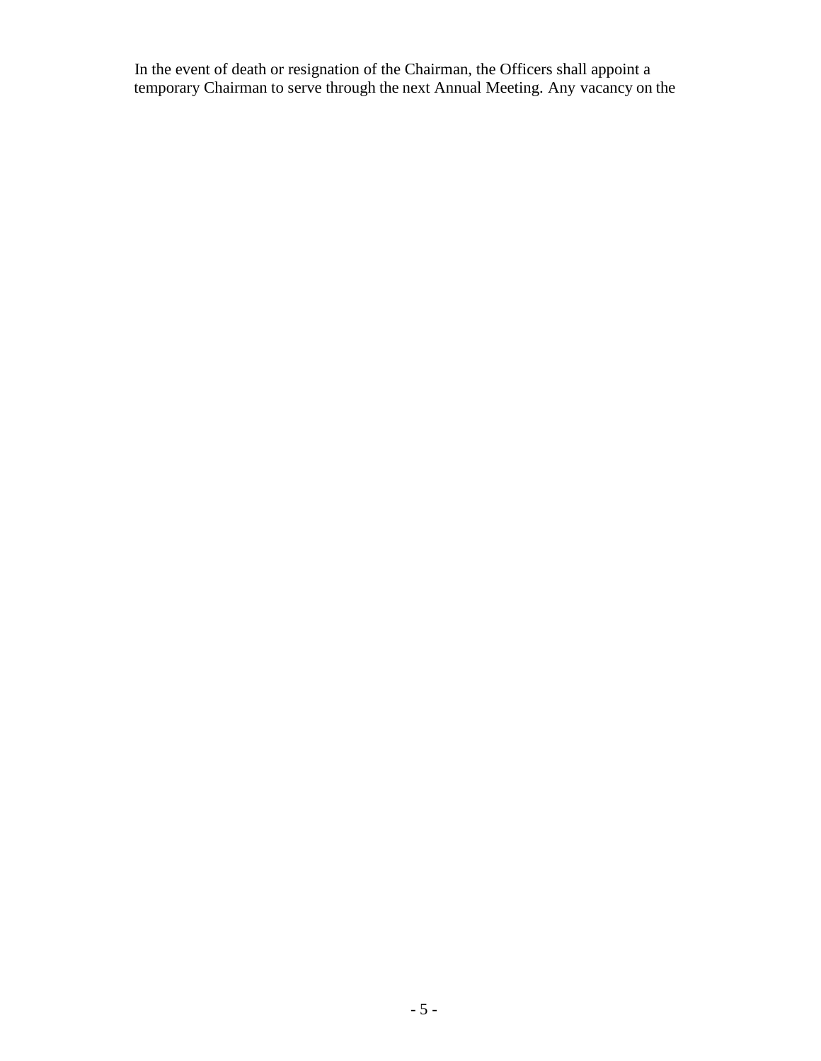In the event of death or resignation of the Chairman, the Officers shall appoint a temporary Chairman to serve through the next Annual Meeting. Any vacancy on the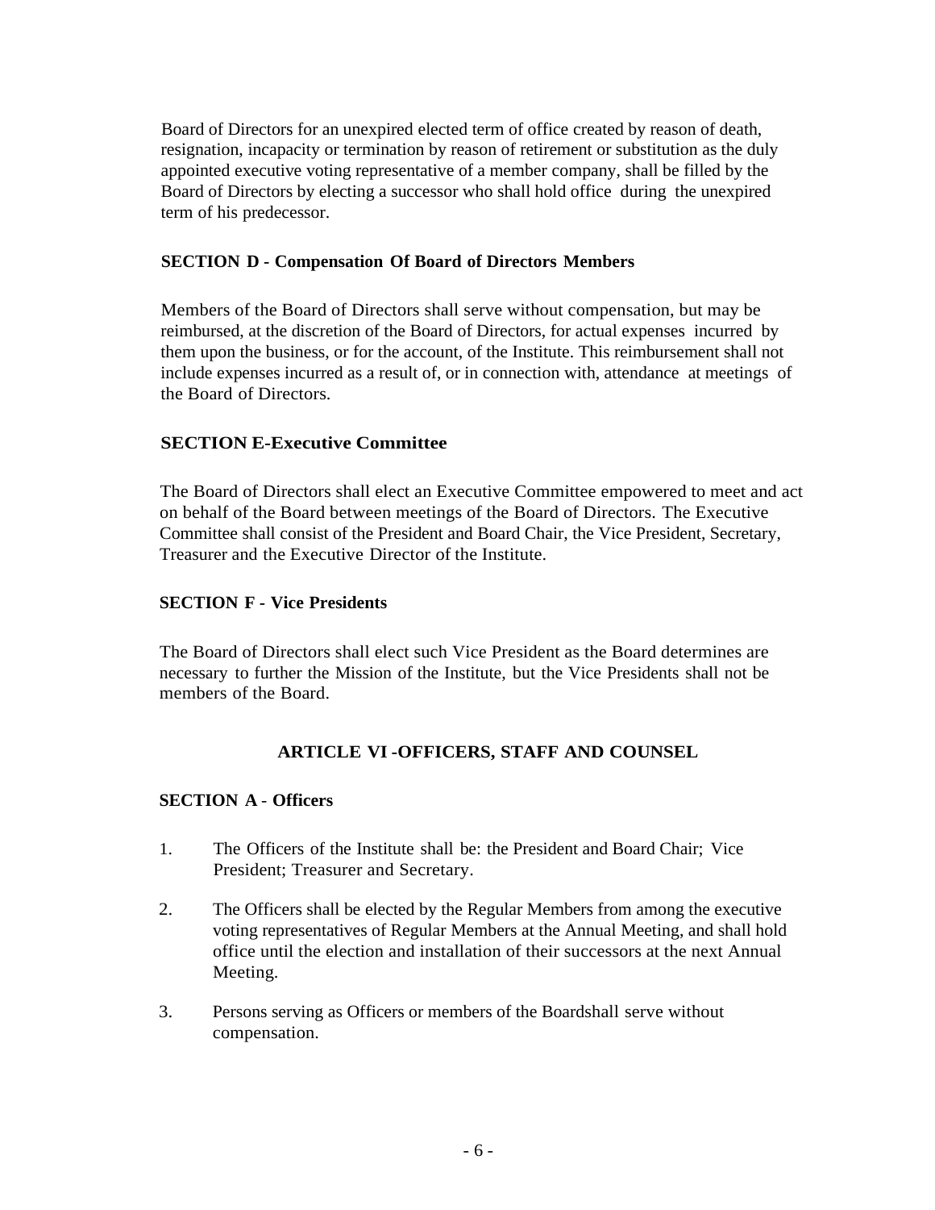Board of Directors for an unexpired elected term of office created by reason of death, resignation, incapacity or termination by reason of retirement or substitution as the duly appointed executive voting representative of a member company, shall be filled by the Board of Directors by electing a successor who shall hold office during the unexpired term of his predecessor.

### SECTION D - Compensation Of Board of Directors Members

Members of the Board of Directors shall serve without compensation, but may be reimbursed, at the discretion of the Board of Directors, for actual expenses incurred by them upon the business, or for the account, of the Institute. This reimbursement shall not include expenses incurred as a result of, or in connection with, attendance at meetings of the Board of Directors.

### SECTION E-Executive Committee

The Board of Directors shall elect an Executive Committee empowered to meet and act on behalf of the Board between meetings of the Board of Directors. The Executive Committee shall consist of the President and Board Chair, the Vice President, Secretary, Treasurer and the Executive Director of the Institute.

### SECTION F - Vice Presidents

The Board of Directors shall elect such Vice President as the Board determines are necessary to further the Mission of the Institute, but the Vice Presidents shall not be members of the Board.

## ARTICLE VI -OFFICERS, STAFF AND COUNSEL

### SECTION A - Officers

1. The Officers of the Institute shall be: the President and Board Chair; Vice President; Treasurer and Secretary.
2. The Officers shall be elected by the Regular Members from among the executive voting representatives of Regular Members at the Annual Meeting, and shall hold office until the election and installation of their successors at the next Annual Meeting.
3. Persons serving as Officers or members of the Boardshall serve without compensation.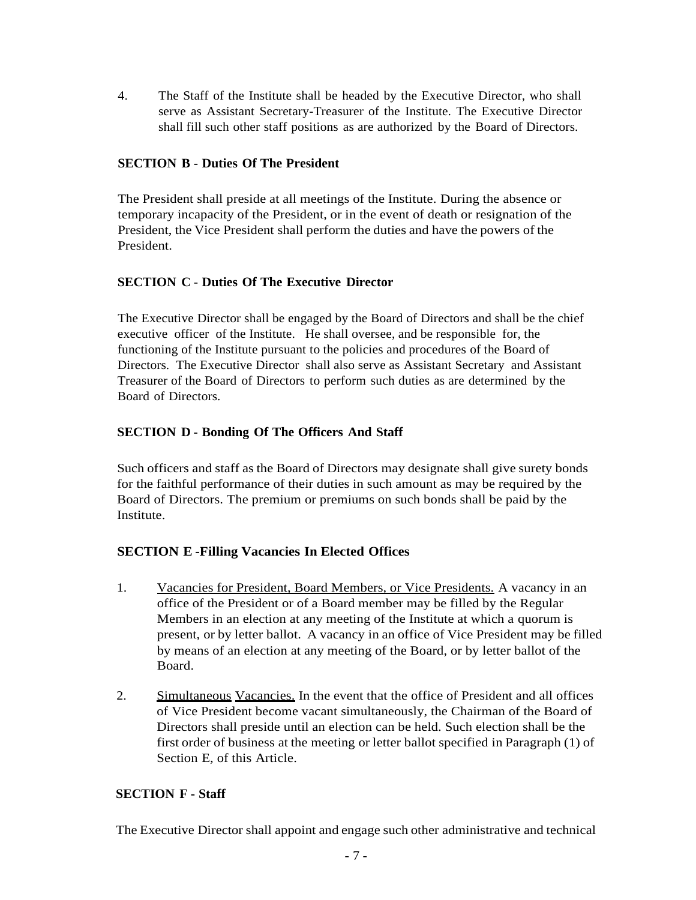4. The Staff of the Institute shall be headed by the Executive Director, who shall serve as Assistant Secretary-Treasurer of the Institute. The Executive Director shall fill such other staff positions as are authorized by the Board of Directors.

### SECTION B - Duties Of The President

The President shall preside at all meetings of the Institute. During the absence or temporary incapacity of the President, or in the event of death or resignation of the President, the Vice President shall perform the duties and have the powers of the President.

### SECTION C - Duties Of The Executive Director

The Executive Director shall be engaged by the Board of Directors and shall be the chief executive officer of the Institute. He shall oversee, and be responsible for, the functioning of the Institute pursuant to the policies and procedures of the Board of Directors. The Executive Director shall also serve as Assistant Secretary and Assistant Treasurer of the Board of Directors to perform such duties as are determined by the Board of Directors.

### SECTION D - Bonding Of The Officers And Staff

Such officers and staff as the Board of Directors may designate shall give surety bonds for the faithful performance of their duties in such amount as may be required by the Board of Directors. The premium or premiums on such bonds shall be paid by the Institute.

### SECTION E -Filling Vacancies In Elected Offices

1. <u>Vacancies for President, Board Members, or Vice Presidents.</u> A vacancy in an office of the President or of a Board member may be filled by the Regular Members in an election at any meeting of the Institute at which a quorum is present, or by letter ballot. A vacancy in an office of Vice President may be filled by means of an election at any meeting of the Board, or by letter ballot of the Board.

2. <u>Simultaneous</u> <u>Vacancies.</u> In the event that the office of President and all offices of Vice President become vacant simultaneously, the Chairman of the Board of Directors shall preside until an election can be held. Such election shall be the first order of business at the meeting or letter ballot specified in Paragraph (1) of Section E, of this Article.

### SECTION F - Staff

The Executive Director shall appoint and engage such other administrative and technical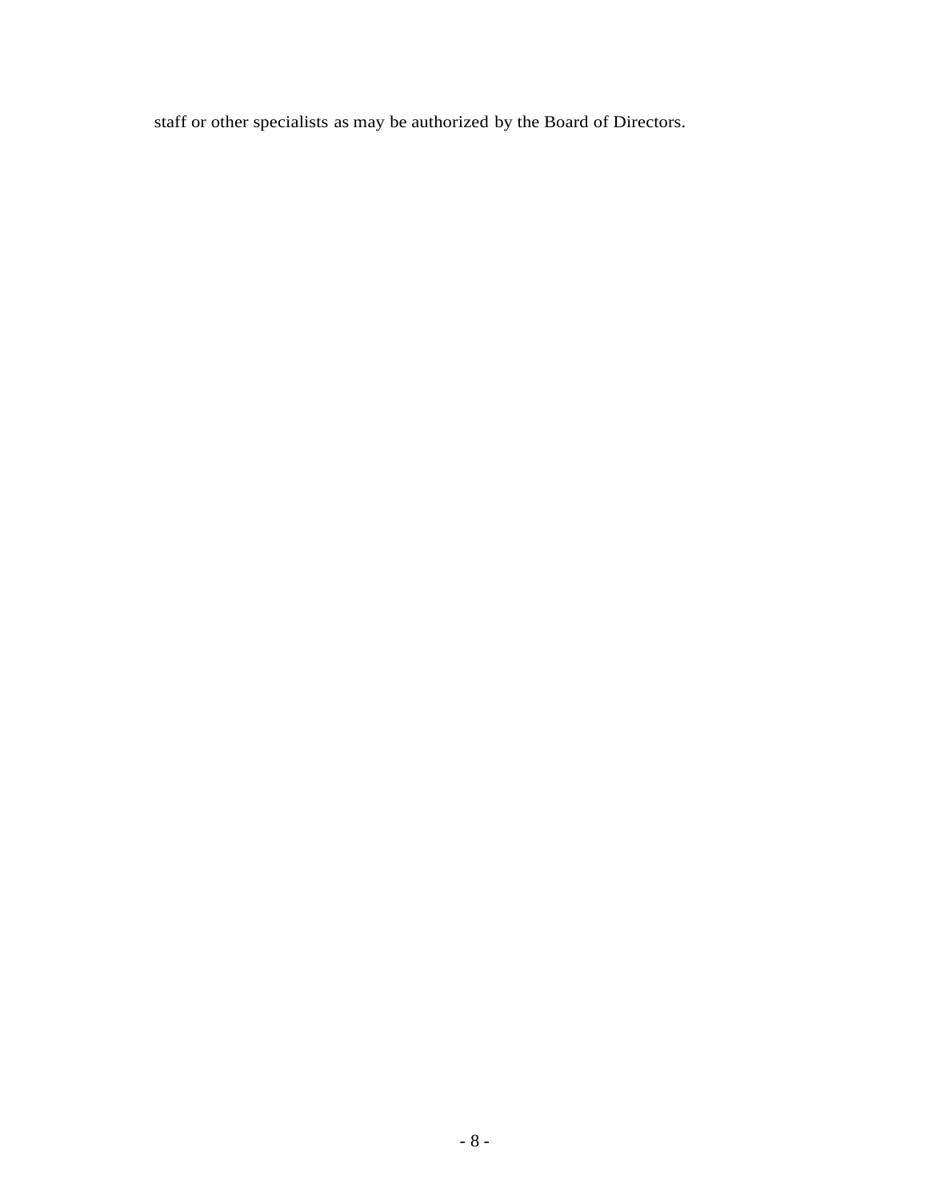staff or other specialists as may be authorized by the Board of Directors.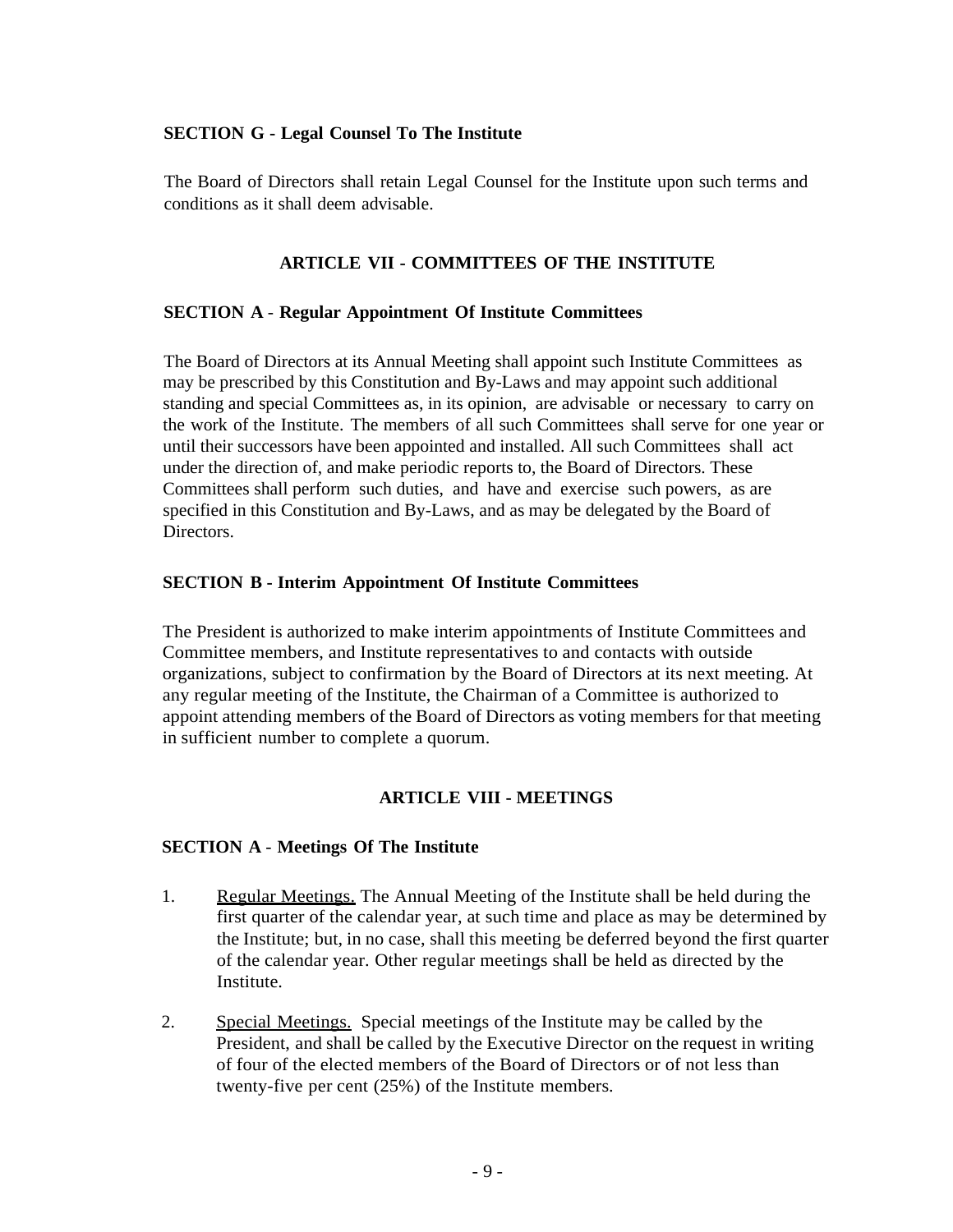### SECTION G - Legal Counsel To The Institute

The Board of Directors shall retain Legal Counsel for the Institute upon such terms and conditions as it shall deem advisable.

## ARTICLE VII - COMMITTEES OF THE INSTITUTE

### SECTION A - Regular Appointment Of Institute Committees

The Board of Directors at its Annual Meeting shall appoint such Institute Committees as may be prescribed by this Constitution and By-Laws and may appoint such additional standing and special Committees as, in its opinion, are advisable or necessary to carry on the work of the Institute. The members of all such Committees shall serve for one year or until their successors have been appointed and installed. All such Committees shall act under the direction of, and make periodic reports to, the Board of Directors. These Committees shall perform such duties, and have and exercise such powers, as are specified in this Constitution and By-Laws, and as may be delegated by the Board of Directors.

### SECTION B - Interim Appointment Of Institute Committees

The President is authorized to make interim appointments of Institute Committees and Committee members, and Institute representatives to and contacts with outside organizations, subject to confirmation by the Board of Directors at its next meeting. At any regular meeting of the Institute, the Chairman of a Committee is authorized to appoint attending members of the Board of Directors as voting members for that meeting in sufficient number to complete a quorum.

## ARTICLE VIII - MEETINGS

### SECTION A - Meetings Of The Institute

1. Regular Meetings. The Annual Meeting of the Institute shall be held during the first quarter of the calendar year, at such time and place as may be determined by the Institute; but, in no case, shall this meeting be deferred beyond the first quarter of the calendar year. Other regular meetings shall be held as directed by the Institute.

2. Special Meetings. Special meetings of the Institute may be called by the President, and shall be called by the Executive Director on the request in writing of four of the elected members of the Board of Directors or of not less than twenty-five per cent (25%) of the Institute members.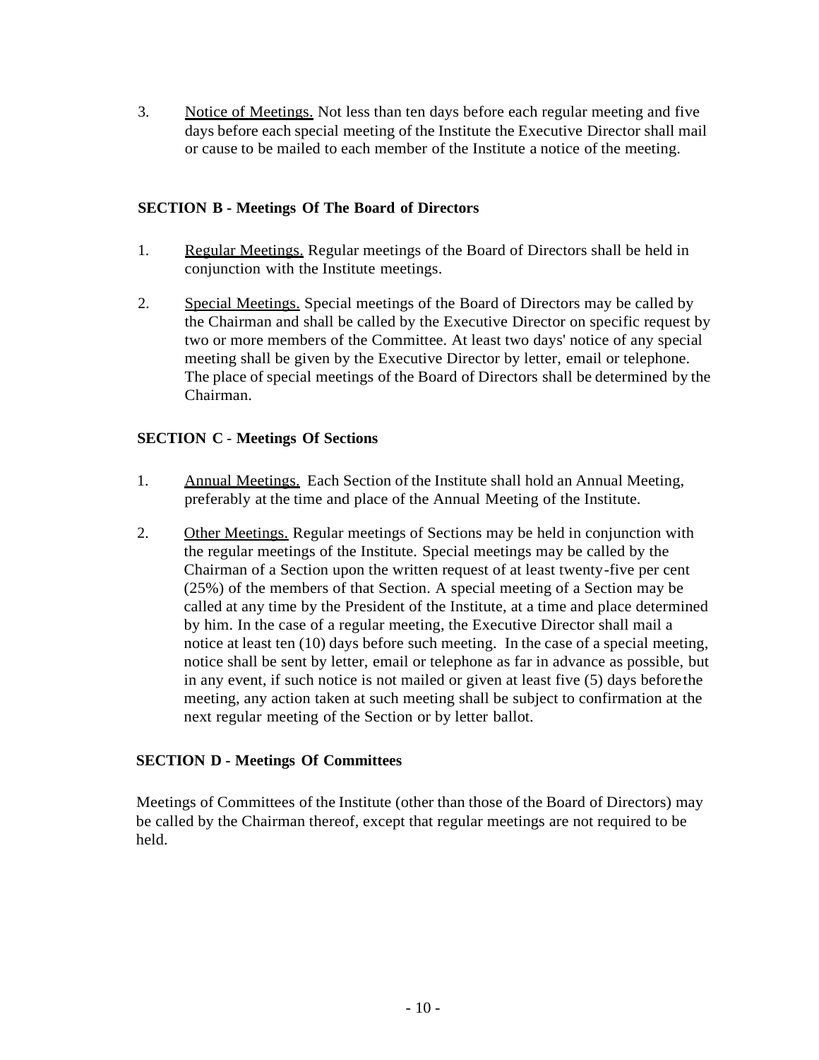3. <u>Notice of Meetings.</u> Not less than ten days before each regular meeting and five days before each special meeting of the Institute the Executive Director shall mail or cause to be mailed to each member of the Institute a notice of the meeting.

**SECTION B - Meetings Of The Board of Directors**

1. <u>Regular Meetings.</u> Regular meetings of the Board of Directors shall be held in conjunction with the Institute meetings.

2. <u>Special Meetings.</u> Special meetings of the Board of Directors may be called by the Chairman and shall be called by the Executive Director on specific request by two or more members of the Committee. At least two days' notice of any special meeting shall be given by the Executive Director by letter, email or telephone. The place of special meetings of the Board of Directors shall be determined by the Chairman.

**SECTION C - Meetings Of Sections**

1. <u>Annual Meetings.</u> Each Section of the Institute shall hold an Annual Meeting, preferably at the time and place of the Annual Meeting of the Institute.

2. <u>Other Meetings.</u> Regular meetings of Sections may be held in conjunction with the regular meetings of the Institute. Special meetings may be called by the Chairman of a Section upon the written request of at least twenty-five per cent (25%) of the members of that Section. A special meeting of a Section may be called at any time by the President of the Institute, at a time and place determined by him. In the case of a regular meeting, the Executive Director shall mail a notice at least ten (10) days before such meeting. In the case of a special meeting, notice shall be sent by letter, email or telephone as far in advance as possible, but in any event, if such notice is not mailed or given at least five (5) days before the meeting, any action taken at such meeting shall be subject to confirmation at the next regular meeting of the Section or by letter ballot.

**SECTION D - Meetings Of Committees**

Meetings of Committees of the Institute (other than those of the Board of Directors) may be called by the Chairman thereof, except that regular meetings are not required to be held.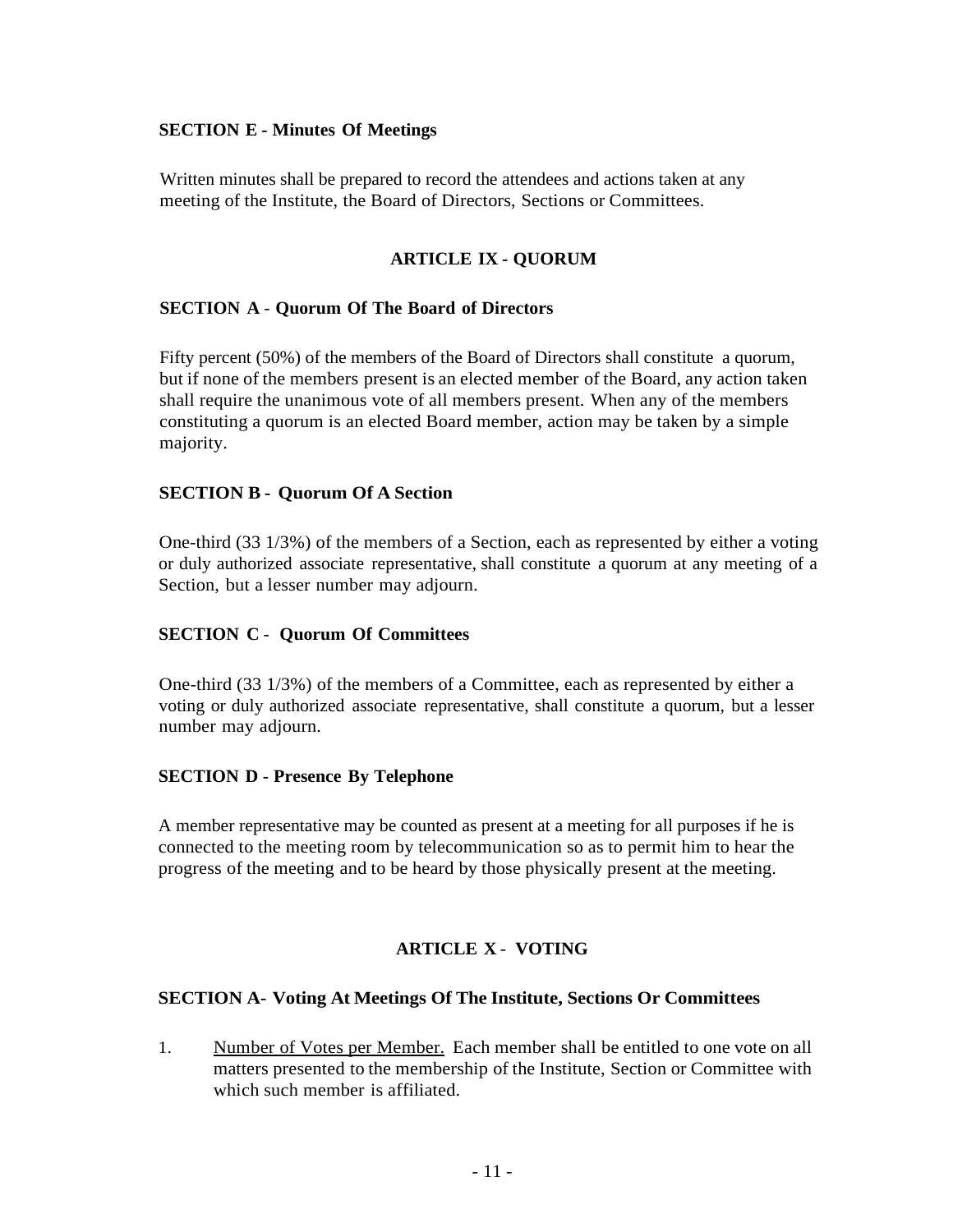### SECTION E - Minutes Of Meetings

Written minutes shall be prepared to record the attendees and actions taken at any meeting of the Institute, the Board of Directors, Sections or Committees.

## ARTICLE IX - QUORUM

### SECTION A - Quorum Of The Board of Directors

Fifty percent (50%) of the members of the Board of Directors shall constitute a quorum, but if none of the members present is an elected member of the Board, any action taken shall require the unanimous vote of all members present. When any of the members constituting a quorum is an elected Board member, action may be taken by a simple majority.

### SECTION B - Quorum Of A Section

One-third (33 1/3%) of the members of a Section, each as represented by either a voting or duly authorized associate representative, shall constitute a quorum at any meeting of a Section, but a lesser number may adjourn.

### SECTION C - Quorum Of Committees

One-third (33 1/3%) of the members of a Committee, each as represented by either a voting or duly authorized associate representative, shall constitute a quorum, but a lesser number may adjourn.

### SECTION D - Presence By Telephone

A member representative may be counted as present at a meeting for all purposes if he is connected to the meeting room by telecommunication so as to permit him to hear the progress of the meeting and to be heard by those physically present at the meeting.

## ARTICLE X - VOTING

### SECTION A- Voting At Meetings Of The Institute, Sections Or Committees

1. Number of Votes per Member. Each member shall be entitled to one vote on all matters presented to the membership of the Institute, Section or Committee with which such member is affiliated.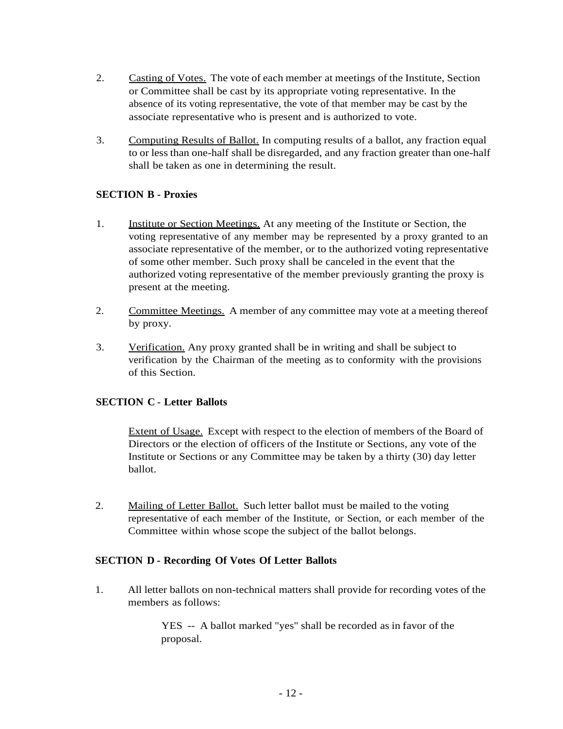2. Casting of Votes. The vote of each member at meetings of the Institute, Section or Committee shall be cast by its appropriate voting representative. In the absence of its voting representative, the vote of that member may be cast by the associate representative who is present and is authorized to vote.

3. Computing Results of Ballot. In computing results of a ballot, any fraction equal to or less than one-half shall be disregarded, and any fraction greater than one-half shall be taken as one in determining the result.

### SECTION B - Proxies

1. Institute or Section Meetings. At any meeting of the Institute or Section, the voting representative of any member may be represented by a proxy granted to an associate representative of the member, or to the authorized voting representative of some other member. Such proxy shall be canceled in the event that the authorized voting representative of the member previously granting the proxy is present at the meeting.

2. Committee Meetings. A member of any committee may vote at a meeting thereof by proxy.

3. Verification. Any proxy granted shall be in writing and shall be subject to verification by the Chairman of the meeting as to conformity with the provisions of this Section.

### SECTION C - Letter Ballots

Extent of Usage. Except with respect to the election of members of the Board of Directors or the election of officers of the Institute or Sections, any vote of the Institute or Sections or any Committee may be taken by a thirty (30) day letter ballot.

2. Mailing of Letter Ballot. Such letter ballot must be mailed to the voting representative of each member of the Institute, or Section, or each member of the Committee within whose scope the subject of the ballot belongs.

### SECTION D - Recording Of Votes Of Letter Ballots

1. All letter ballots on non-technical matters shall provide for recording votes of the members as follows:

   YES -- A ballot marked "yes" shall be recorded as in favor of the proposal.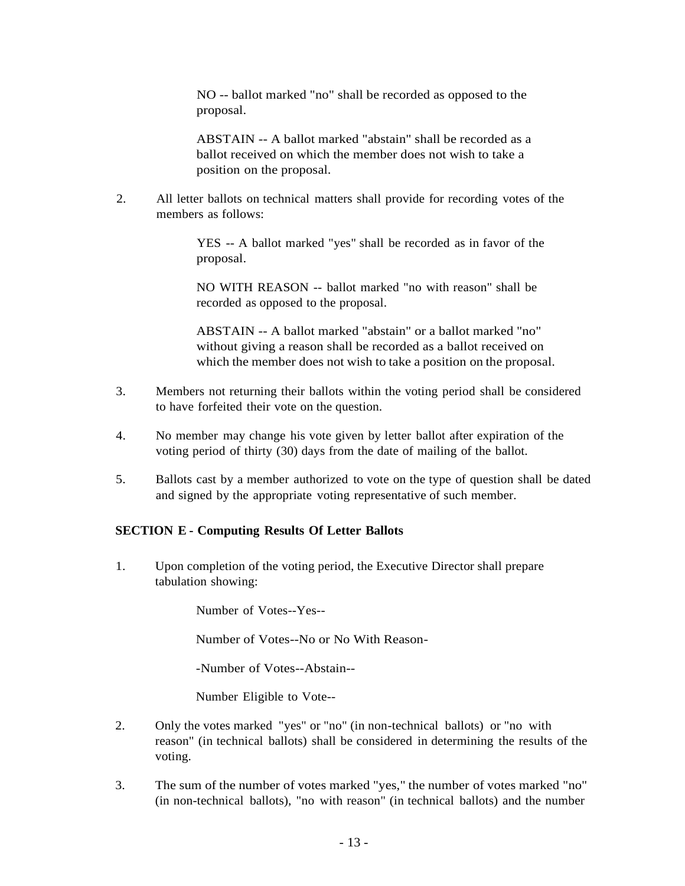NO -- ballot marked "no" shall be recorded as opposed to the proposal.

ABSTAIN -- A ballot marked "abstain" shall be recorded as a ballot received on which the member does not wish to take a position on the proposal.

2. All letter ballots on technical matters shall provide for recording votes of the members as follows:

   YES -- A ballot marked "yes" shall be recorded as in favor of the proposal.

   NO WITH REASON -- ballot marked "no with reason" shall be recorded as opposed to the proposal.

   ABSTAIN -- A ballot marked "abstain" or a ballot marked "no" without giving a reason shall be recorded as a ballot received on which the member does not wish to take a position on the proposal.

3. Members not returning their ballots within the voting period shall be considered to have forfeited their vote on the question.

4. No member may change his vote given by letter ballot after expiration of the voting period of thirty (30) days from the date of mailing of the ballot.

5. Ballots cast by a member authorized to vote on the type of question shall be dated and signed by the appropriate voting representative of such member.

**SECTION E - Computing Results Of Letter Ballots**

1. Upon completion of the voting period, the Executive Director shall prepare tabulation showing:

   Number of Votes--Yes--

   Number of Votes--No or No With Reason-

   -Number of Votes--Abstain--

   Number Eligible to Vote--

2. Only the votes marked "yes" or "no" (in non-technical ballots) or "no with reason" (in technical ballots) shall be considered in determining the results of the voting.

3. The sum of the number of votes marked "yes," the number of votes marked "no" (in non-technical ballots), "no with reason" (in technical ballots) and the number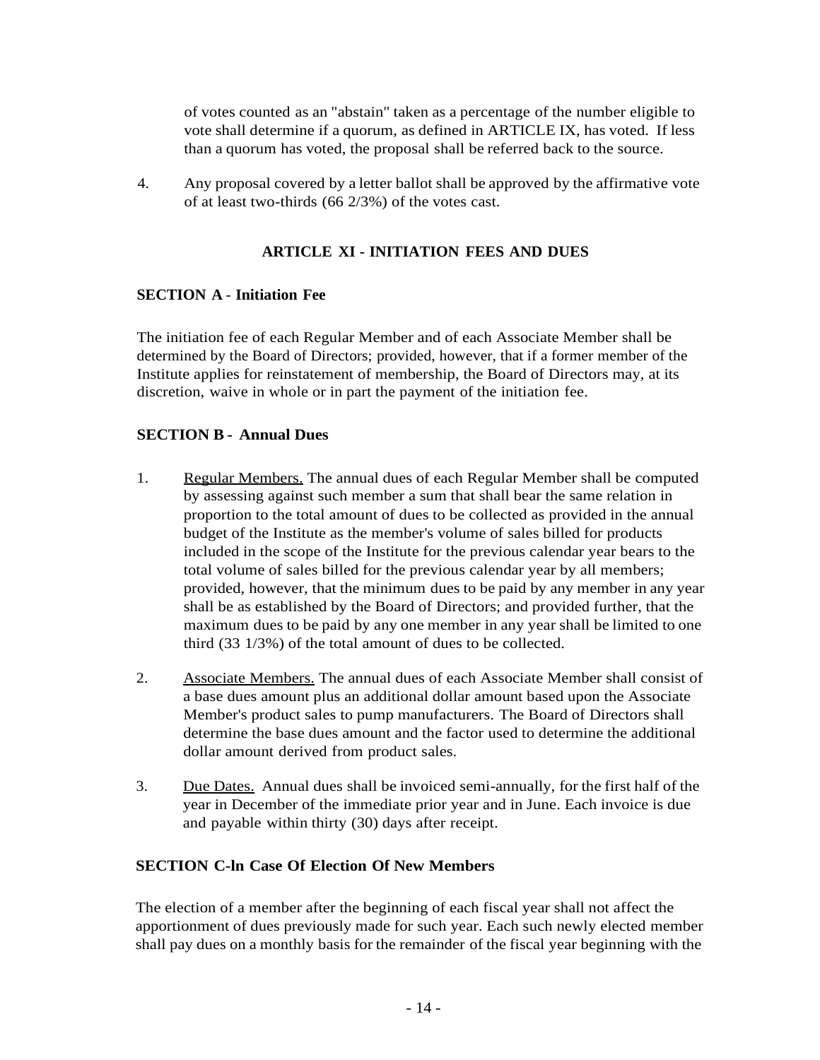of votes counted as an "abstain" taken as a percentage of the number eligible to vote shall determine if a quorum, as defined in ARTICLE IX, has voted. If less than a quorum has voted, the proposal shall be referred back to the source.

4. Any proposal covered by a letter ballot shall be approved by the affirmative vote of at least two-thirds (66 2/3%) of the votes cast.

## ARTICLE XI - INITIATION FEES AND DUES

### SECTION A - Initiation Fee

The initiation fee of each Regular Member and of each Associate Member shall be determined by the Board of Directors; provided, however, that if a former member of the Institute applies for reinstatement of membership, the Board of Directors may, at its discretion, waive in whole or in part the payment of the initiation fee.

### SECTION B - Annual Dues

1. Regular Members. The annual dues of each Regular Member shall be computed by assessing against such member a sum that shall bear the same relation in proportion to the total amount of dues to be collected as provided in the annual budget of the Institute as the member's volume of sales billed for products included in the scope of the Institute for the previous calendar year bears to the total volume of sales billed for the previous calendar year by all members; provided, however, that the minimum dues to be paid by any member in any year shall be as established by the Board of Directors; and provided further, that the maximum dues to be paid by any one member in any year shall be limited to one third (33 1/3%) of the total amount of dues to be collected.

2. Associate Members. The annual dues of each Associate Member shall consist of a base dues amount plus an additional dollar amount based upon the Associate Member's product sales to pump manufacturers. The Board of Directors shall determine the base dues amount and the factor used to determine the additional dollar amount derived from product sales.

3. Due Dates. Annual dues shall be invoiced semi-annually, for the first half of the year in December of the immediate prior year and in June. Each invoice is due and payable within thirty (30) days after receipt.

### SECTION C-ln Case Of Election Of New Members

The election of a member after the beginning of each fiscal year shall not affect the apportionment of dues previously made for such year. Each such newly elected member shall pay dues on a monthly basis for the remainder of the fiscal year beginning with the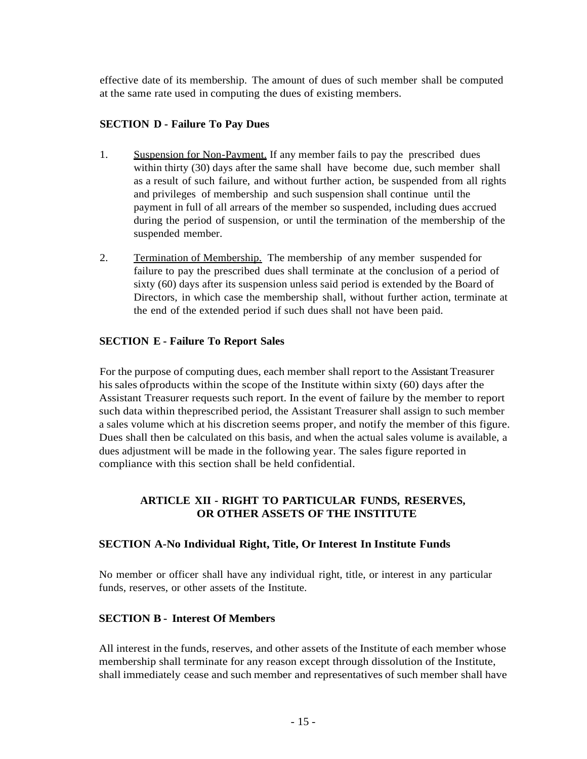effective date of its membership. The amount of dues of such member shall be computed at the same rate used in computing the dues of existing members.

**SECTION D - Failure To Pay Dues**

1. Suspension for Non-Payment. If any member fails to pay the prescribed dues within thirty (30) days after the same shall have become due, such member shall as a result of such failure, and without further action, be suspended from all rights and privileges of membership and such suspension shall continue until the payment in full of all arrears of the member so suspended, including dues accrued during the period of suspension, or until the termination of the membership of the suspended member.

2. Termination of Membership. The membership of any member suspended for failure to pay the prescribed dues shall terminate at the conclusion of a period of sixty (60) days after its suspension unless said period is extended by the Board of Directors, in which case the membership shall, without further action, terminate at the end of the extended period if such dues shall not have been paid.

**SECTION E - Failure To Report Sales**

For the purpose of computing dues, each member shall report to the Assistant Treasurer his sales ofproducts within the scope of the Institute within sixty (60) days after the Assistant Treasurer requests such report. In the event of failure by the member to report such data within theprescribed period, the Assistant Treasurer shall assign to such member a sales volume which at his discretion seems proper, and notify the member of this figure. Dues shall then be calculated on this basis, and when the actual sales volume is available, a dues adjustment will be made in the following year. The sales figure reported in compliance with this section shall be held confidential.

## ARTICLE XII - RIGHT TO PARTICULAR FUNDS, RESERVES, OR OTHER ASSETS OF THE INSTITUTE

**SECTION A-No Individual Right, Title, Or Interest In Institute Funds**

No member or officer shall have any individual right, title, or interest in any particular funds, reserves, or other assets of the Institute.

**SECTION B - Interest Of Members**

All interest in the funds, reserves, and other assets of the Institute of each member whose membership shall terminate for any reason except through dissolution of the Institute, shall immediately cease and such member and representatives of such member shall have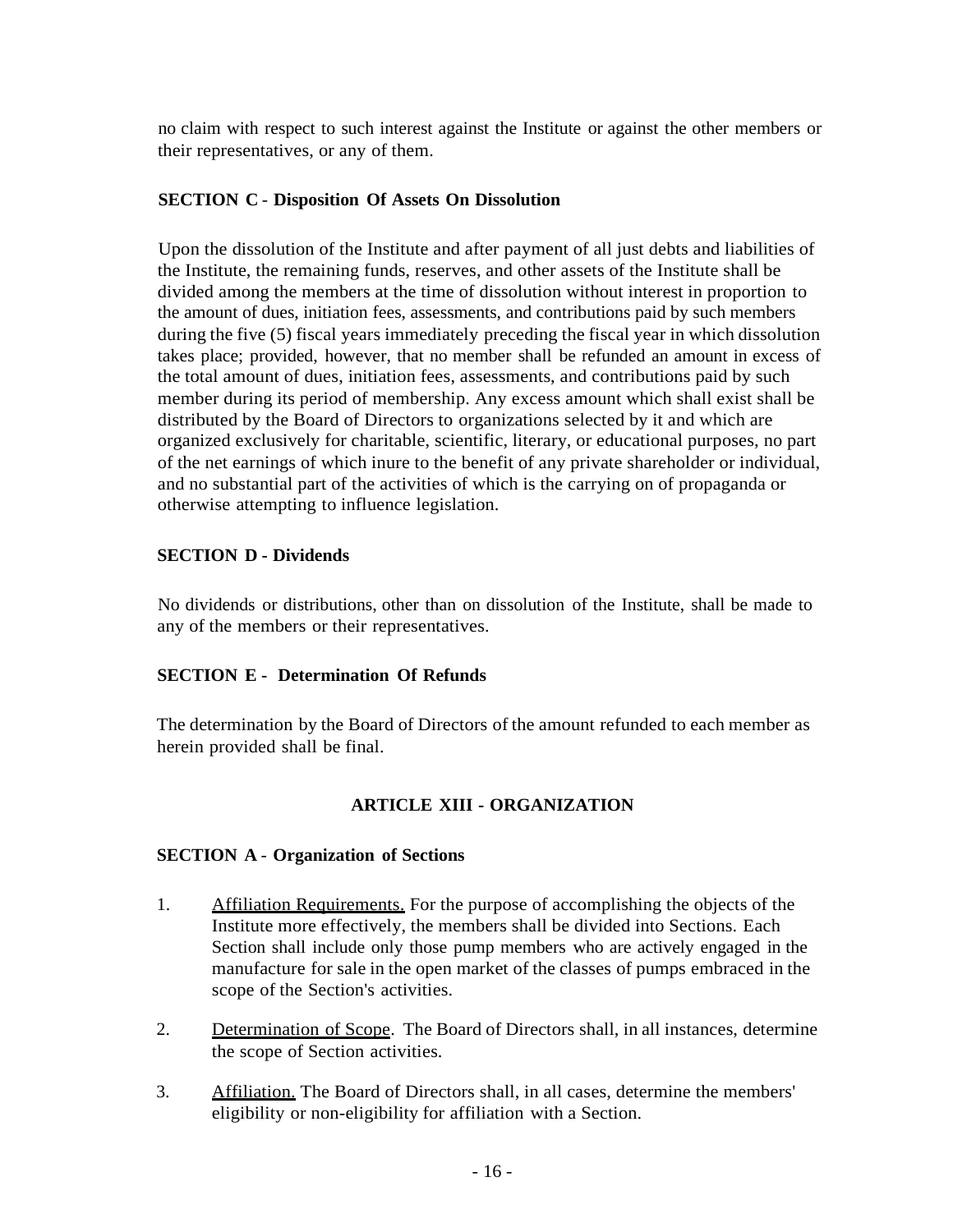no claim with respect to such interest against the Institute or against the other members or their representatives, or any of them.

**SECTION C - Disposition Of Assets On Dissolution**

Upon the dissolution of the Institute and after payment of all just debts and liabilities of the Institute, the remaining funds, reserves, and other assets of the Institute shall be divided among the members at the time of dissolution without interest in proportion to the amount of dues, initiation fees, assessments, and contributions paid by such members during the five (5) fiscal years immediately preceding the fiscal year in which dissolution takes place; provided, however, that no member shall be refunded an amount in excess of the total amount of dues, initiation fees, assessments, and contributions paid by such member during its period of membership. Any excess amount which shall exist shall be distributed by the Board of Directors to organizations selected by it and which are organized exclusively for charitable, scientific, literary, or educational purposes, no part of the net earnings of which inure to the benefit of any private shareholder or individual, and no substantial part of the activities of which is the carrying on of propaganda or otherwise attempting to influence legislation.

**SECTION D - Dividends**

No dividends or distributions, other than on dissolution of the Institute, shall be made to any of the members or their representatives.

**SECTION E - Determination Of Refunds**

The determination by the Board of Directors of the amount refunded to each member as herein provided shall be final.

## ARTICLE XIII - ORGANIZATION

**SECTION A - Organization of Sections**

1. Affiliation Requirements. For the purpose of accomplishing the objects of the Institute more effectively, the members shall be divided into Sections. Each Section shall include only those pump members who are actively engaged in the manufacture for sale in the open market of the classes of pumps embraced in the scope of the Section's activities.

2. Determination of Scope. The Board of Directors shall, in all instances, determine the scope of Section activities.

3. Affiliation. The Board of Directors shall, in all cases, determine the members' eligibility or non-eligibility for affiliation with a Section.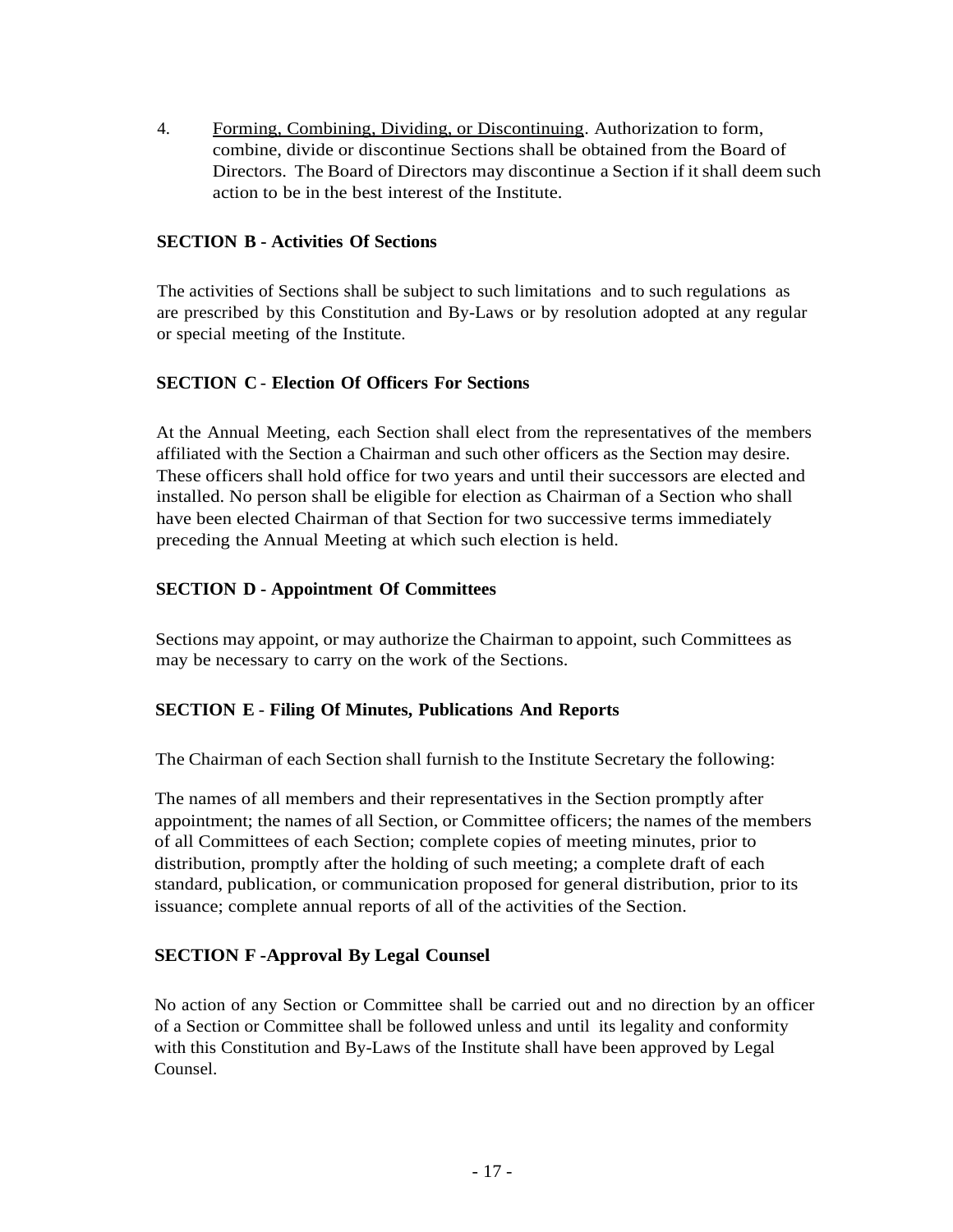4. <u>Forming, Combining, Dividing, or Discontinuing</u>. Authorization to form, combine, divide or discontinue Sections shall be obtained from the Board of Directors. The Board of Directors may discontinue a Section if it shall deem such action to be in the best interest of the Institute.

**SECTION B - Activities Of Sections**

The activities of Sections shall be subject to such limitations and to such regulations as are prescribed by this Constitution and By-Laws or by resolution adopted at any regular or special meeting of the Institute.

**SECTION C - Election Of Officers For Sections**

At the Annual Meeting, each Section shall elect from the representatives of the members affiliated with the Section a Chairman and such other officers as the Section may desire. These officers shall hold office for two years and until their successors are elected and installed. No person shall be eligible for election as Chairman of a Section who shall have been elected Chairman of that Section for two successive terms immediately preceding the Annual Meeting at which such election is held.

**SECTION D - Appointment Of Committees**

Sections may appoint, or may authorize the Chairman to appoint, such Committees as may be necessary to carry on the work of the Sections.

**SECTION E - Filing Of Minutes, Publications And Reports**

The Chairman of each Section shall furnish to the Institute Secretary the following:

The names of all members and their representatives in the Section promptly after appointment; the names of all Section, or Committee officers; the names of the members of all Committees of each Section; complete copies of meeting minutes, prior to distribution, promptly after the holding of such meeting; a complete draft of each standard, publication, or communication proposed for general distribution, prior to its issuance; complete annual reports of all of the activities of the Section.

**SECTION F -Approval By Legal Counsel**

No action of any Section or Committee shall be carried out and no direction by an officer of a Section or Committee shall be followed unless and until its legality and conformity with this Constitution and By-Laws of the Institute shall have been approved by Legal Counsel.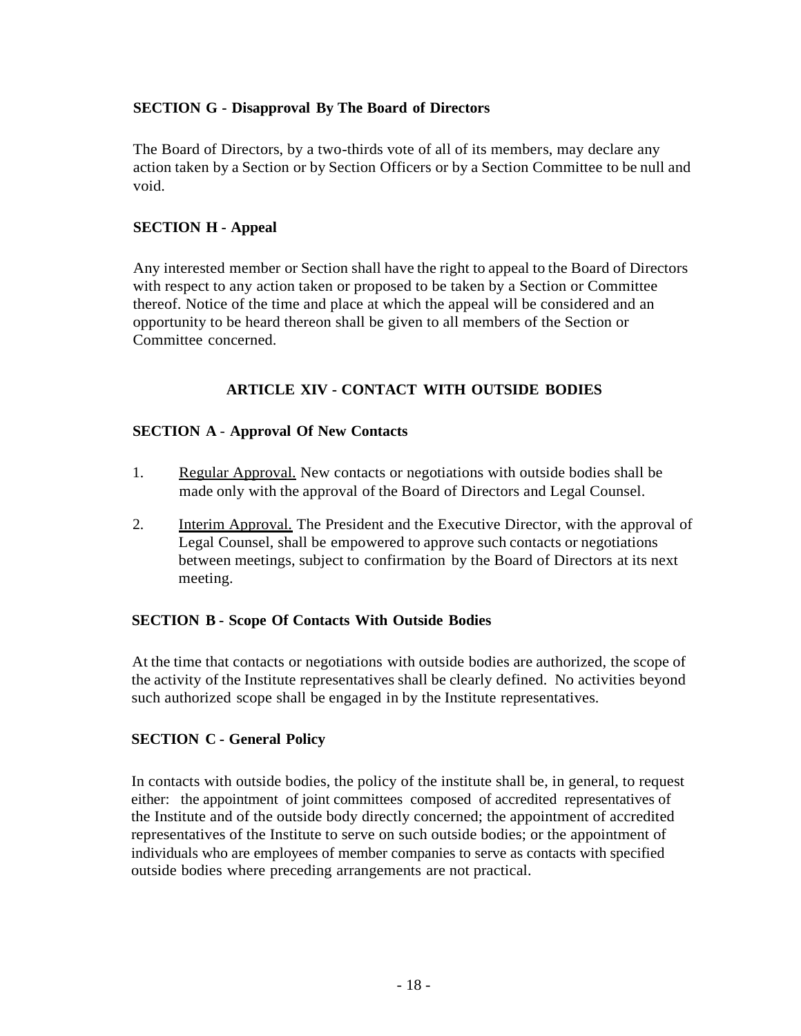### SECTION G - Disapproval By The Board of Directors

The Board of Directors, by a two-thirds vote of all of its members, may declare any action taken by a Section or by Section Officers or by a Section Committee to be null and void.

### SECTION H - Appeal

Any interested member or Section shall have the right to appeal to the Board of Directors with respect to any action taken or proposed to be taken by a Section or Committee thereof. Notice of the time and place at which the appeal will be considered and an opportunity to be heard thereon shall be given to all members of the Section or Committee concerned.

## ARTICLE XIV - CONTACT WITH OUTSIDE BODIES

### SECTION A - Approval Of New Contacts

1. Regular Approval. New contacts or negotiations with outside bodies shall be made only with the approval of the Board of Directors and Legal Counsel.

2. Interim Approval. The President and the Executive Director, with the approval of Legal Counsel, shall be empowered to approve such contacts or negotiations between meetings, subject to confirmation by the Board of Directors at its next meeting.

### SECTION B - Scope Of Contacts With Outside Bodies

At the time that contacts or negotiations with outside bodies are authorized, the scope of the activity of the Institute representatives shall be clearly defined. No activities beyond such authorized scope shall be engaged in by the Institute representatives.

### SECTION C - General Policy

In contacts with outside bodies, the policy of the institute shall be, in general, to request either: the appointment of joint committees composed of accredited representatives of the Institute and of the outside body directly concerned; the appointment of accredited representatives of the Institute to serve on such outside bodies; or the appointment of individuals who are employees of member companies to serve as contacts with specified outside bodies where preceding arrangements are not practical.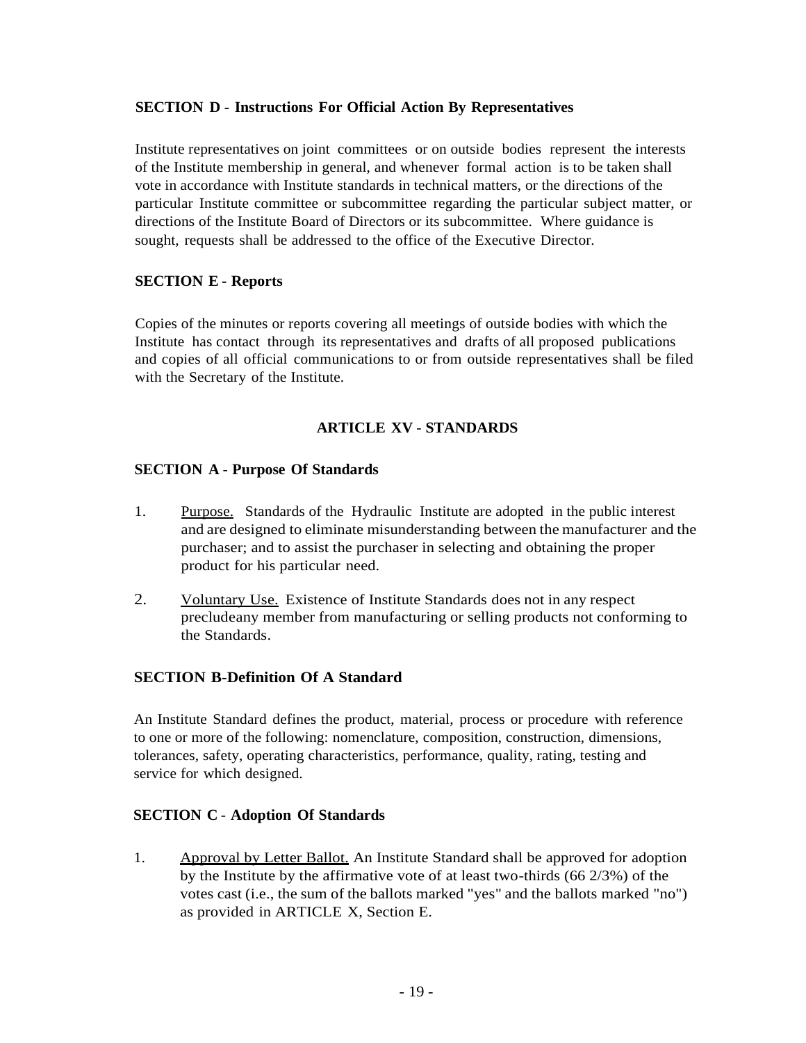**SECTION D - Instructions For Official Action By Representatives**

Institute representatives on joint committees or on outside bodies represent the interests of the Institute membership in general, and whenever formal action is to be taken shall vote in accordance with Institute standards in technical matters, or the directions of the particular Institute committee or subcommittee regarding the particular subject matter, or directions of the Institute Board of Directors or its subcommittee. Where guidance is sought, requests shall be addressed to the office of the Executive Director.

**SECTION E - Reports**

Copies of the minutes or reports covering all meetings of outside bodies with which the Institute has contact through its representatives and drafts of all proposed publications and copies of all official communications to or from outside representatives shall be filed with the Secretary of the Institute.

## ARTICLE XV - STANDARDS

**SECTION A - Purpose Of Standards**

1. Purpose. Standards of the Hydraulic Institute are adopted in the public interest and are designed to eliminate misunderstanding between the manufacturer and the purchaser; and to assist the purchaser in selecting and obtaining the proper product for his particular need.

2. Voluntary Use. Existence of Institute Standards does not in any respect precludeany member from manufacturing or selling products not conforming to the Standards.

**SECTION B-Definition Of A Standard**

An Institute Standard defines the product, material, process or procedure with reference to one or more of the following: nomenclature, composition, construction, dimensions, tolerances, safety, operating characteristics, performance, quality, rating, testing and service for which designed.

**SECTION C - Adoption Of Standards**

1. Approval by Letter Ballot. An Institute Standard shall be approved for adoption by the Institute by the affirmative vote of at least two-thirds (66 2/3%) of the votes cast (i.e., the sum of the ballots marked "yes" and the ballots marked "no") as provided in ARTICLE X, Section E.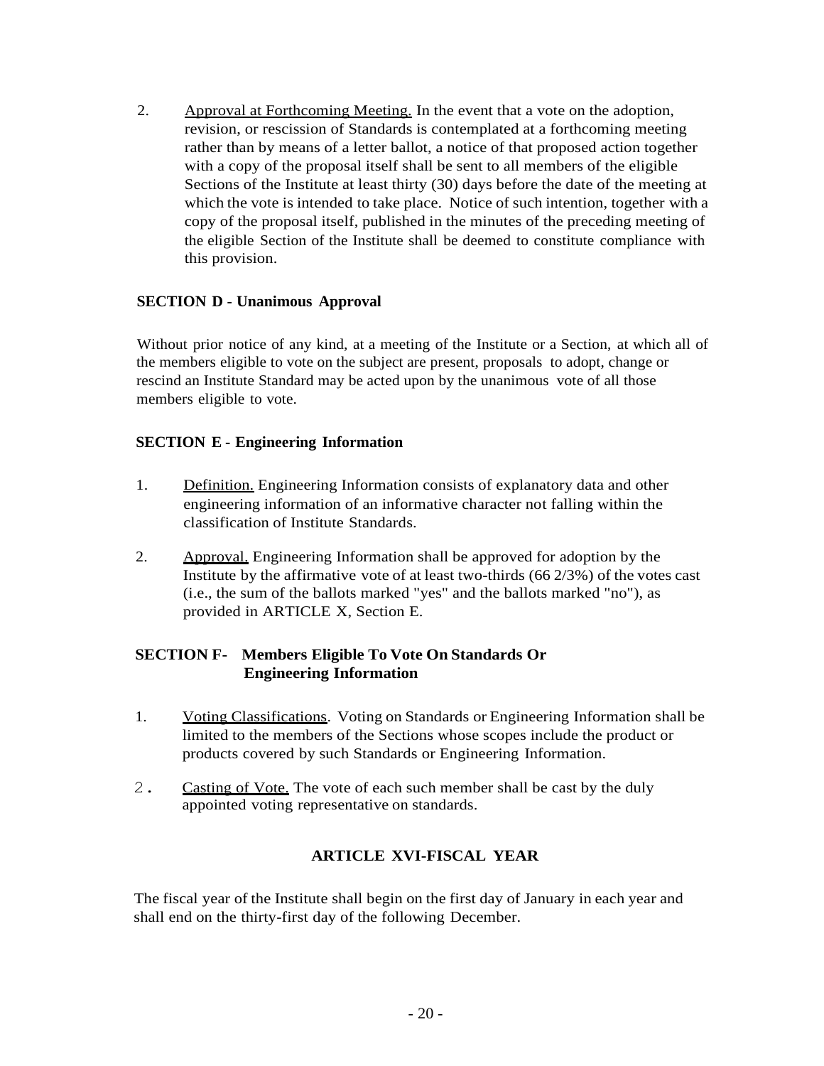2. Approval at Forthcoming Meeting. In the event that a vote on the adoption, revision, or rescission of Standards is contemplated at a forthcoming meeting rather than by means of a letter ballot, a notice of that proposed action together with a copy of the proposal itself shall be sent to all members of the eligible Sections of the Institute at least thirty (30) days before the date of the meeting at which the vote is intended to take place. Notice of such intention, together with a copy of the proposal itself, published in the minutes of the preceding meeting of the eligible Section of the Institute shall be deemed to constitute compliance with this provision.

**SECTION D - Unanimous Approval**

Without prior notice of any kind, at a meeting of the Institute or a Section, at which all of the members eligible to vote on the subject are present, proposals to adopt, change or rescind an Institute Standard may be acted upon by the unanimous vote of all those members eligible to vote.

**SECTION E - Engineering Information**

1. Definition. Engineering Information consists of explanatory data and other engineering information of an informative character not falling within the classification of Institute Standards.

2. Approval. Engineering Information shall be approved for adoption by the Institute by the affirmative vote of at least two-thirds (66 2/3%) of the votes cast (i.e., the sum of the ballots marked "yes" and the ballots marked "no"), as provided in ARTICLE X, Section E.

**SECTION F- Members Eligible To Vote On Standards Or Engineering Information**

1. Voting Classifications. Voting on Standards or Engineering Information shall be limited to the members of the Sections whose scopes include the product or products covered by such Standards or Engineering Information.

2. Casting of Vote. The vote of each such member shall be cast by the duly appointed voting representative on standards.

## ARTICLE XVI-FISCAL YEAR

The fiscal year of the Institute shall begin on the first day of January in each year and shall end on the thirty-first day of the following December.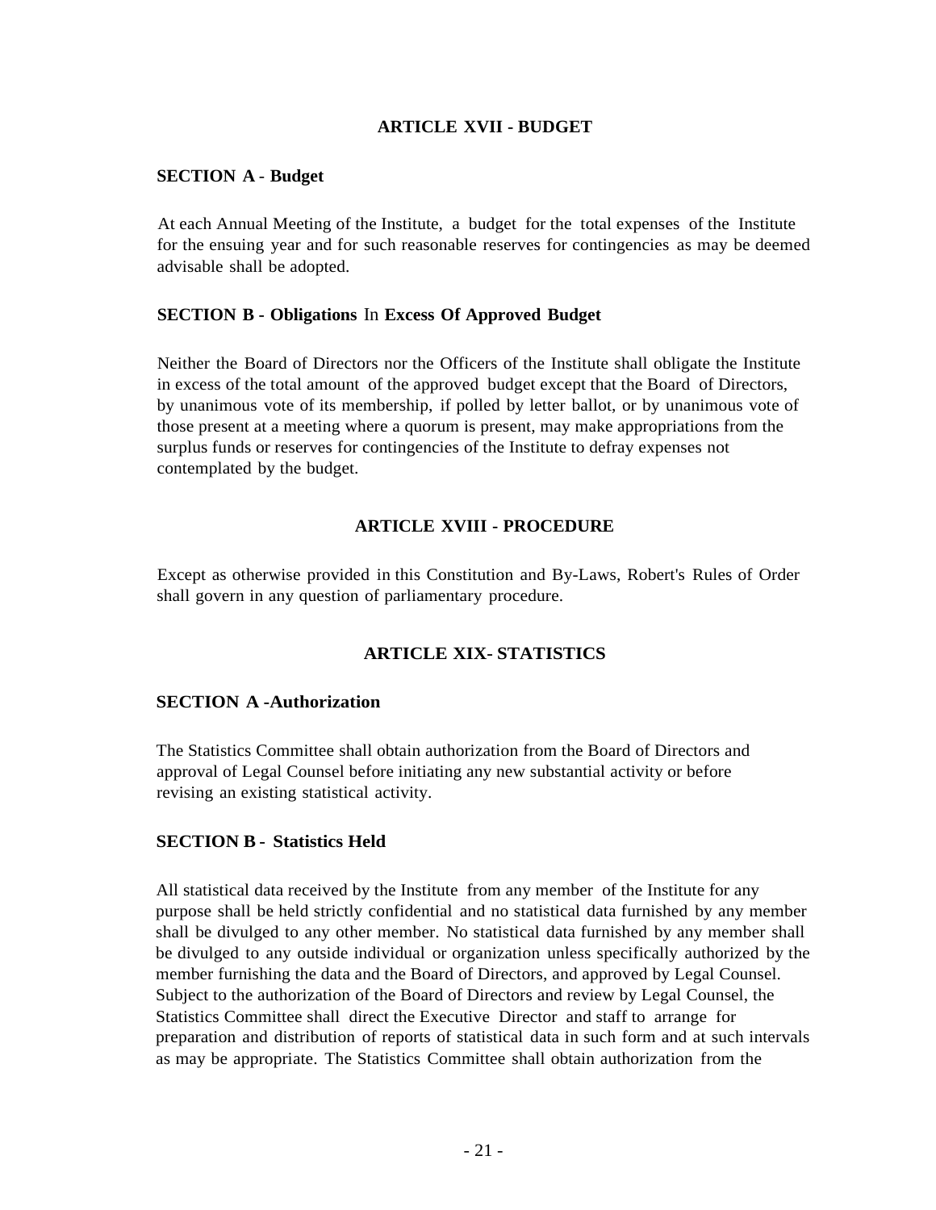## ARTICLE XVII - BUDGET

### SECTION A - Budget

At each Annual Meeting of the Institute, a budget for the total expenses of the Institute for the ensuing year and for such reasonable reserves for contingencies as may be deemed advisable shall be adopted.

### SECTION B - Obligations In Excess Of Approved Budget

Neither the Board of Directors nor the Officers of the Institute shall obligate the Institute in excess of the total amount of the approved budget except that the Board of Directors, by unanimous vote of its membership, if polled by letter ballot, or by unanimous vote of those present at a meeting where a quorum is present, may make appropriations from the surplus funds or reserves for contingencies of the Institute to defray expenses not contemplated by the budget.

## ARTICLE XVIII - PROCEDURE

Except as otherwise provided in this Constitution and By-Laws, Robert's Rules of Order shall govern in any question of parliamentary procedure.

## ARTICLE XIX- STATISTICS

### SECTION A -Authorization

The Statistics Committee shall obtain authorization from the Board of Directors and approval of Legal Counsel before initiating any new substantial activity or before revising an existing statistical activity.

### SECTION B - Statistics Held

All statistical data received by the Institute from any member of the Institute for any purpose shall be held strictly confidential and no statistical data furnished by any member shall be divulged to any other member. No statistical data furnished by any member shall be divulged to any outside individual or organization unless specifically authorized by the member furnishing the data and the Board of Directors, and approved by Legal Counsel. Subject to the authorization of the Board of Directors and review by Legal Counsel, the Statistics Committee shall direct the Executive Director and staff to arrange for preparation and distribution of reports of statistical data in such form and at such intervals as may be appropriate. The Statistics Committee shall obtain authorization from the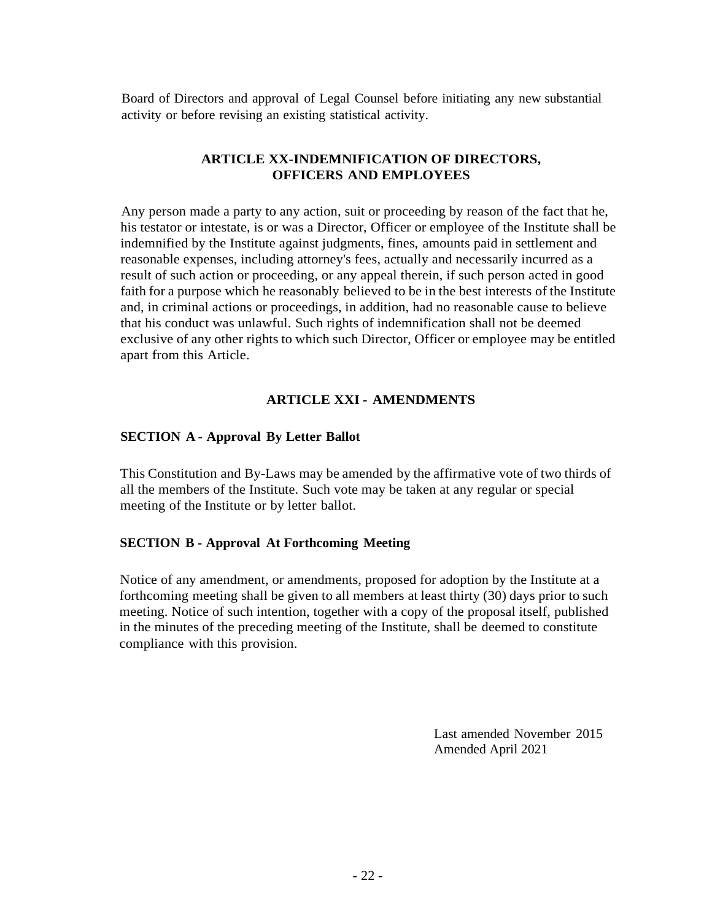Board of Directors and approval of Legal Counsel before initiating any new substantial activity or before revising an existing statistical activity.

## ARTICLE XX-INDEMNIFICATION OF DIRECTORS, OFFICERS AND EMPLOYEES

Any person made a party to any action, suit or proceeding by reason of the fact that he, his testator or intestate, is or was a Director, Officer or employee of the Institute shall be indemnified by the Institute against judgments, fines, amounts paid in settlement and reasonable expenses, including attorney's fees, actually and necessarily incurred as a result of such action or proceeding, or any appeal therein, if such person acted in good faith for a purpose which he reasonably believed to be in the best interests of the Institute and, in criminal actions or proceedings, in addition, had no reasonable cause to believe that his conduct was unlawful. Such rights of indemnification shall not be deemed exclusive of any other rights to which such Director, Officer or employee may be entitled apart from this Article.

## ARTICLE XXI - AMENDMENTS

### SECTION A - Approval By Letter Ballot

This Constitution and By-Laws may be amended by the affirmative vote of two thirds of all the members of the Institute. Such vote may be taken at any regular or special meeting of the Institute or by letter ballot.

### SECTION B - Approval At Forthcoming Meeting

Notice of any amendment, or amendments, proposed for adoption by the Institute at a forthcoming meeting shall be given to all members at least thirty (30) days prior to such meeting. Notice of such intention, together with a copy of the proposal itself, published in the minutes of the preceding meeting of the Institute, shall be deemed to constitute compliance with this provision.

Last amended November 2015
Amended April 2021